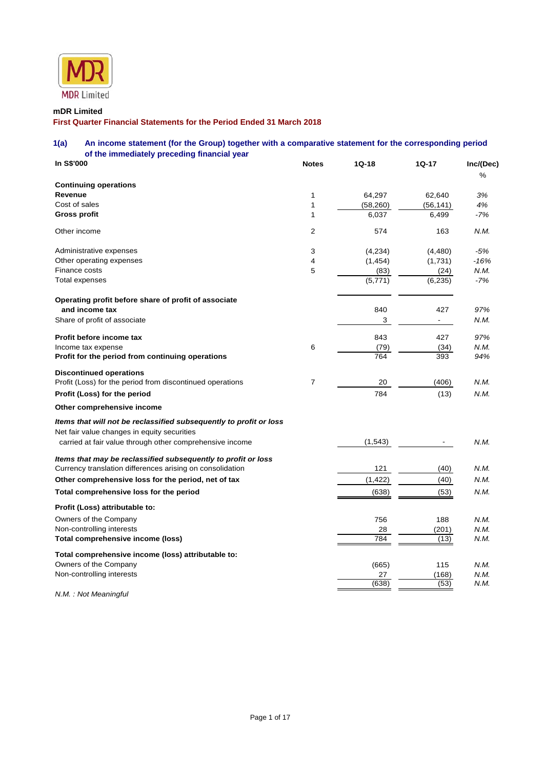**mDR Limited**

**First Quarter Financial Statements for the Period Ended 31 March 2018**

## 1(a) An income statement (for the Group) together with a comparative statement for the corresponding period of the immediately preceding financial year

| In S$'000 | Notes | 1Q-18 | 1Q-17 | Inc/(Dec) % |
|---|---|---|---|---|
| **Continuing operations** | | | | |
| **Revenue** | 1 | 64,297 | 62,640 | *3%* |
| Cost of sales | 1 | (58,260) | (56,141) | *4%* |
| **Gross profit** | 1 | 6,037 | 6,499 | *-7%* |
| Other income | 2 | 574 | 163 | *N.M.* |
| Administrative expenses | 3 | (4,234) | (4,480) | *-5%* |
| Other operating expenses | 4 | (1,454) | (1,731) | *-16%* |
| Finance costs | 5 | (83) | (24) | *N.M.* |
| Total expenses | | (5,771) | (6,235) | *-7%* |
| **Operating profit before share of profit of associate and income tax** | | 840 | 427 | *97%* |
| Share of profit of associate | | 3 | - | *N.M.* |
| **Profit before income tax** | | 843 | 427 | *97%* |
| Income tax expense | 6 | (79) | (34) | *N.M.* |
| **Profit for the period from continuing operations** | | 764 | 393 | *94%* |
| **Discontinued operations** | | | | |
| Profit (Loss) for the period from discontinued operations | 7 | 20 | (406) | *N.M.* |
| **Profit (Loss) for the period** | | 784 | (13) | *N.M.* |
| **Other comprehensive income** | | | | |
| ***Items that will not be reclassified subsequently to profit or loss*** | | | | |
| Net fair value changes in equity securities carried at fair value through other comprehensive income | | (1,543) | - | *N.M.* |
| ***Items that may be reclassified subsequently to profit or loss*** | | | | |
| Currency translation differences arising on consolidation | | 121 | (40) | *N.M.* |
| **Other comprehensive loss for the period, net of tax** | | (1,422) | (40) | *N.M.* |
| **Total comprehensive loss for the period** | | (638) | (53) | *N.M.* |
| **Profit (Loss) attributable to:** | | | | |
| Owners of the Company | | 756 | 188 | *N.M.* |
| Non-controlling interests | | 28 | (201) | *N.M.* |
| **Total comprehensive income (loss)** | | 784 | (13) | *N.M.* |
| **Total comprehensive income (loss) attributable to:** | | | | |
| Owners of the Company | | (665) | 115 | *N.M.* |
| Non-controlling interests | | 27 | (168) | *N.M.* |
| | | (638) | (53) | *N.M.* |

*N.M. : Not Meaningful*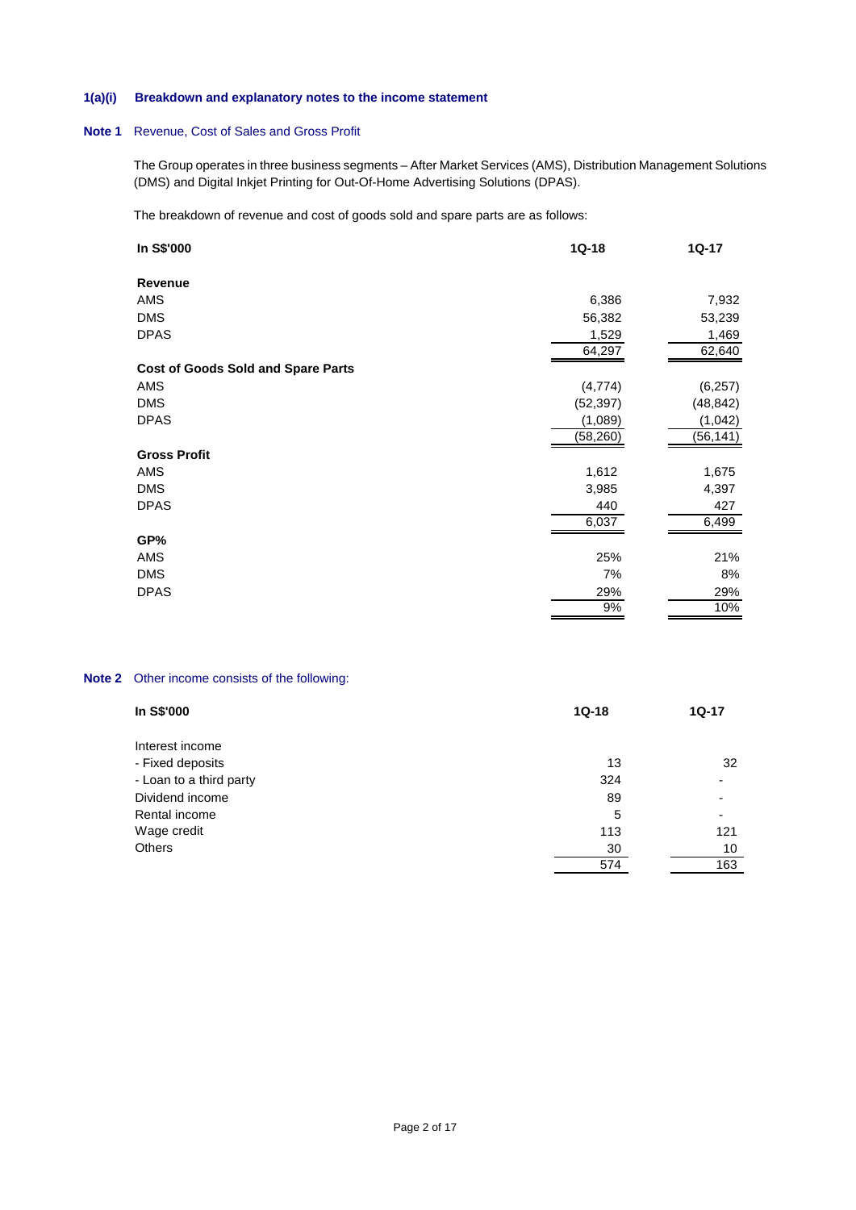### 1(a)(i) Breakdown and explanatory notes to the income statement

**Note 1** Revenue, Cost of Sales and Gross Profit

The Group operates in three business segments – After Market Services (AMS), Distribution Management Solutions (DMS) and Digital Inkjet Printing for Out-Of-Home Advertising Solutions (DPAS).

The breakdown of revenue and cost of goods sold and spare parts are as follows:

| In S$'000 | 1Q-18 | 1Q-17 |
|---|---|---|
| **Revenue** | | |
| AMS | 6,386 | 7,932 |
| DMS | 56,382 | 53,239 |
| DPAS | 1,529 | 1,469 |
| | 64,297 | 62,640 |
| **Cost of Goods Sold and Spare Parts** | | |
| AMS | (4,774) | (6,257) |
| DMS | (52,397) | (48,842) |
| DPAS | (1,089) | (1,042) |
| | (58,260) | (56,141) |
| **Gross Profit** | | |
| AMS | 1,612 | 1,675 |
| DMS | 3,985 | 4,397 |
| DPAS | 440 | 427 |
| | 6,037 | 6,499 |
| **GP%** | | |
| AMS | 25% | 21% |
| DMS | 7% | 8% |
| DPAS | 29% | 29% |
| | 9% | 10% |

**Note 2** Other income consists of the following:

| In S$'000 | 1Q-18 | 1Q-17 |
|---|---|---|
| Interest income | | |
| - Fixed deposits | 13 | 32 |
| - Loan to a third party | 324 | - |
| Dividend income | 89 | - |
| Rental income | 5 | - |
| Wage credit | 113 | 121 |
| Others | 30 | 10 |
| | 574 | 163 |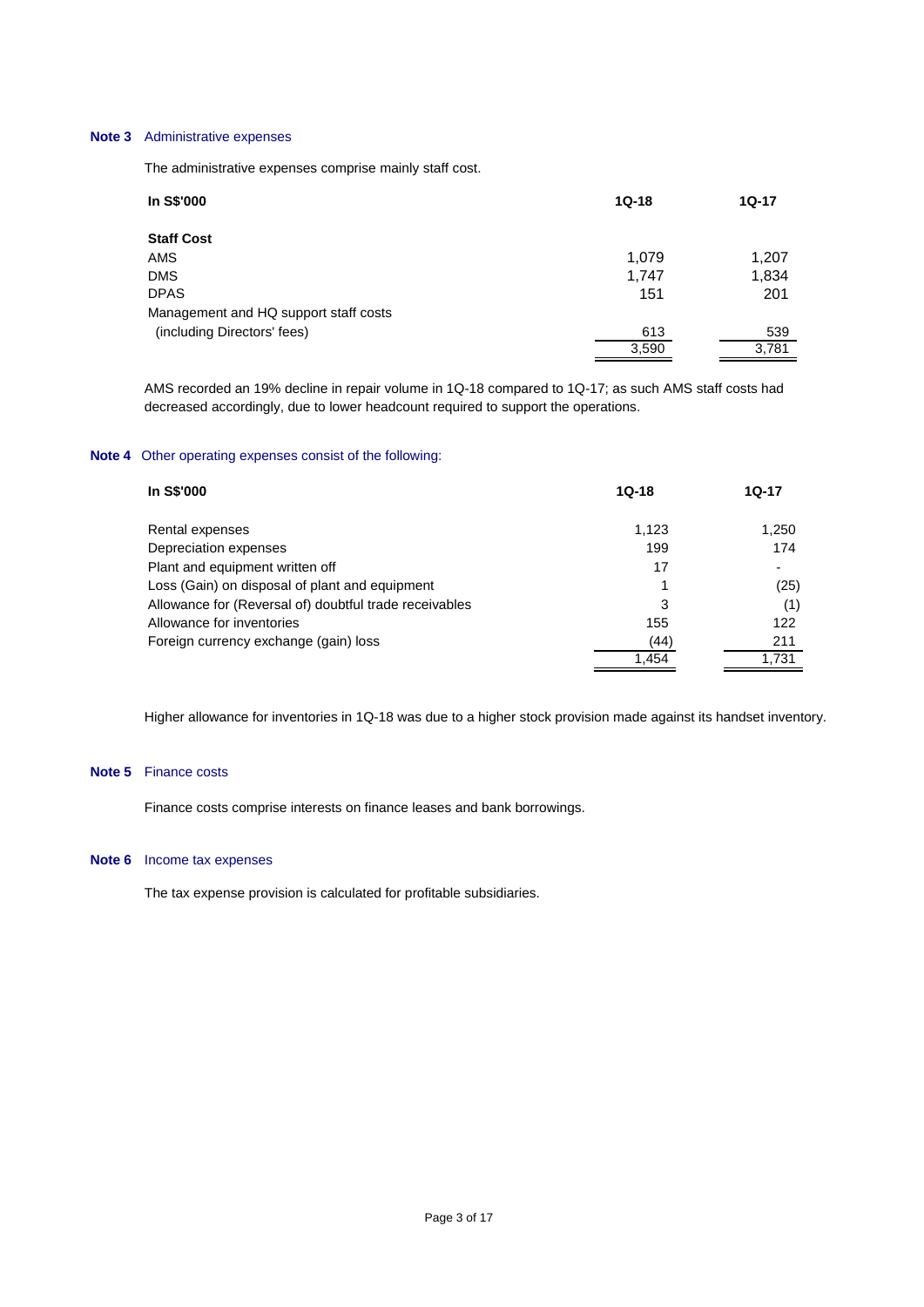**Note 3** Administrative expenses

The administrative expenses comprise mainly staff cost.

| In S$'000 | 1Q-18 | 1Q-17 |
|---|---|---|
| **Staff Cost** | | |
| AMS | 1,079 | 1,207 |
| DMS | 1,747 | 1,834 |
| DPAS | 151 | 201 |
| Management and HQ support staff costs (including Directors' fees) | 613 | 539 |
| | 3,590 | 3,781 |

AMS recorded an 19% decline in repair volume in 1Q-18 compared to 1Q-17; as such AMS staff costs had decreased accordingly, due to lower headcount required to support the operations.

**Note 4** Other operating expenses consist of the following:

| In S$'000 | 1Q-18 | 1Q-17 |
|---|---|---|
| Rental expenses | 1,123 | 1,250 |
| Depreciation expenses | 199 | 174 |
| Plant and equipment written off | 17 | - |
| Loss (Gain) on disposal of plant and equipment | 1 | (25) |
| Allowance for (Reversal of) doubtful trade receivables | 3 | (1) |
| Allowance for inventories | 155 | 122 |
| Foreign currency exchange (gain) loss | (44) | 211 |
| | 1,454 | 1,731 |

Higher allowance for inventories in 1Q-18 was due to a higher stock provision made against its handset inventory.

**Note 5** Finance costs

Finance costs comprise interests on finance leases and bank borrowings.

**Note 6** Income tax expenses

The tax expense provision is calculated for profitable subsidiaries.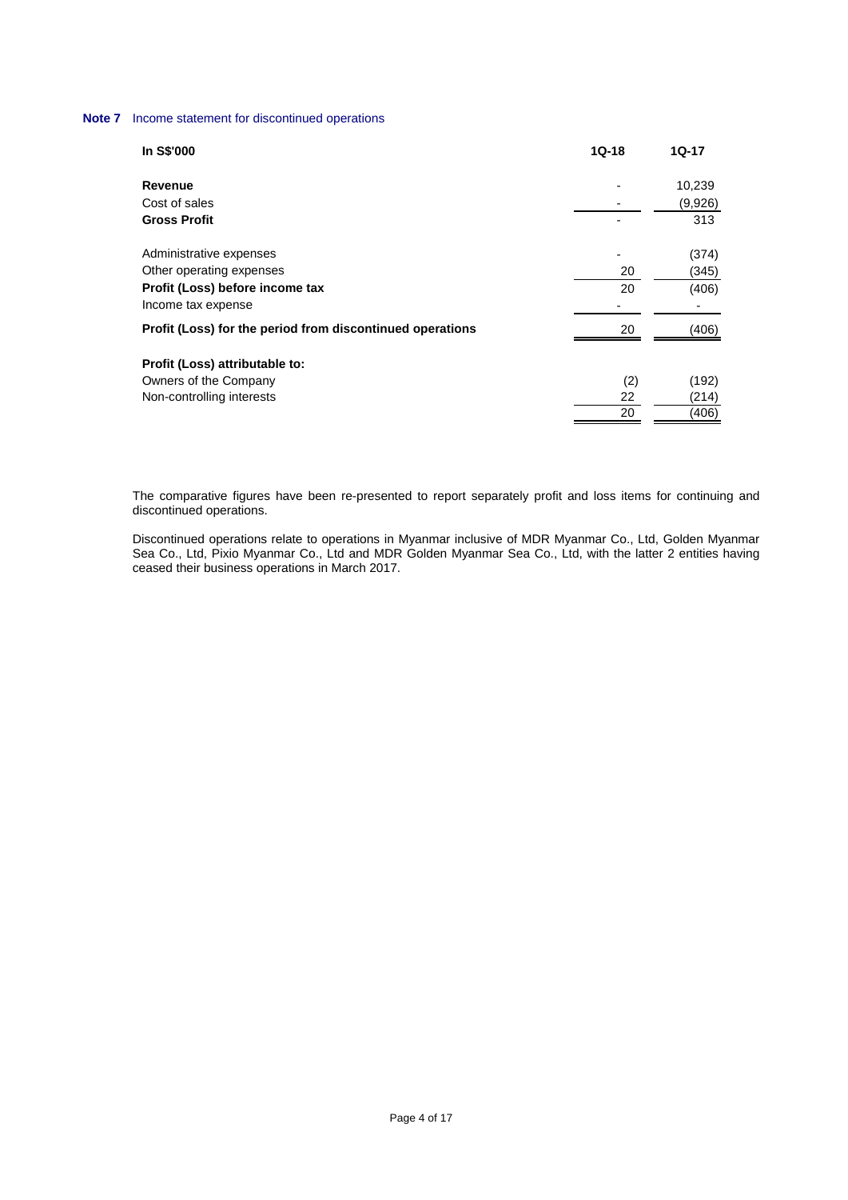**Note 7** Income statement for discontinued operations

| In S$'000 | 1Q-18 | 1Q-17 |
|---|---|---|
| **Revenue** | - | 10,239 |
| Cost of sales | - | (9,926) |
| **Gross Profit** | - | 313 |
| | | |
| Administrative expenses | - | (374) |
| Other operating expenses | 20 | (345) |
| **Profit (Loss) before income tax** | 20 | (406) |
| Income tax expense | - | - |
| **Profit (Loss) for the period from discontinued operations** | 20 | (406) |
| | | |
| **Profit (Loss) attributable to:** | | |
| Owners of the Company | (2) | (192) |
| Non-controlling interests | 22 | (214) |
| | 20 | (406) |

The comparative figures have been re-presented to report separately profit and loss items for continuing and discontinued operations.

Discontinued operations relate to operations in Myanmar inclusive of MDR Myanmar Co., Ltd, Golden Myanmar Sea Co., Ltd, Pixio Myanmar Co., Ltd and MDR Golden Myanmar Sea Co., Ltd, with the latter 2 entities having ceased their business operations in March 2017.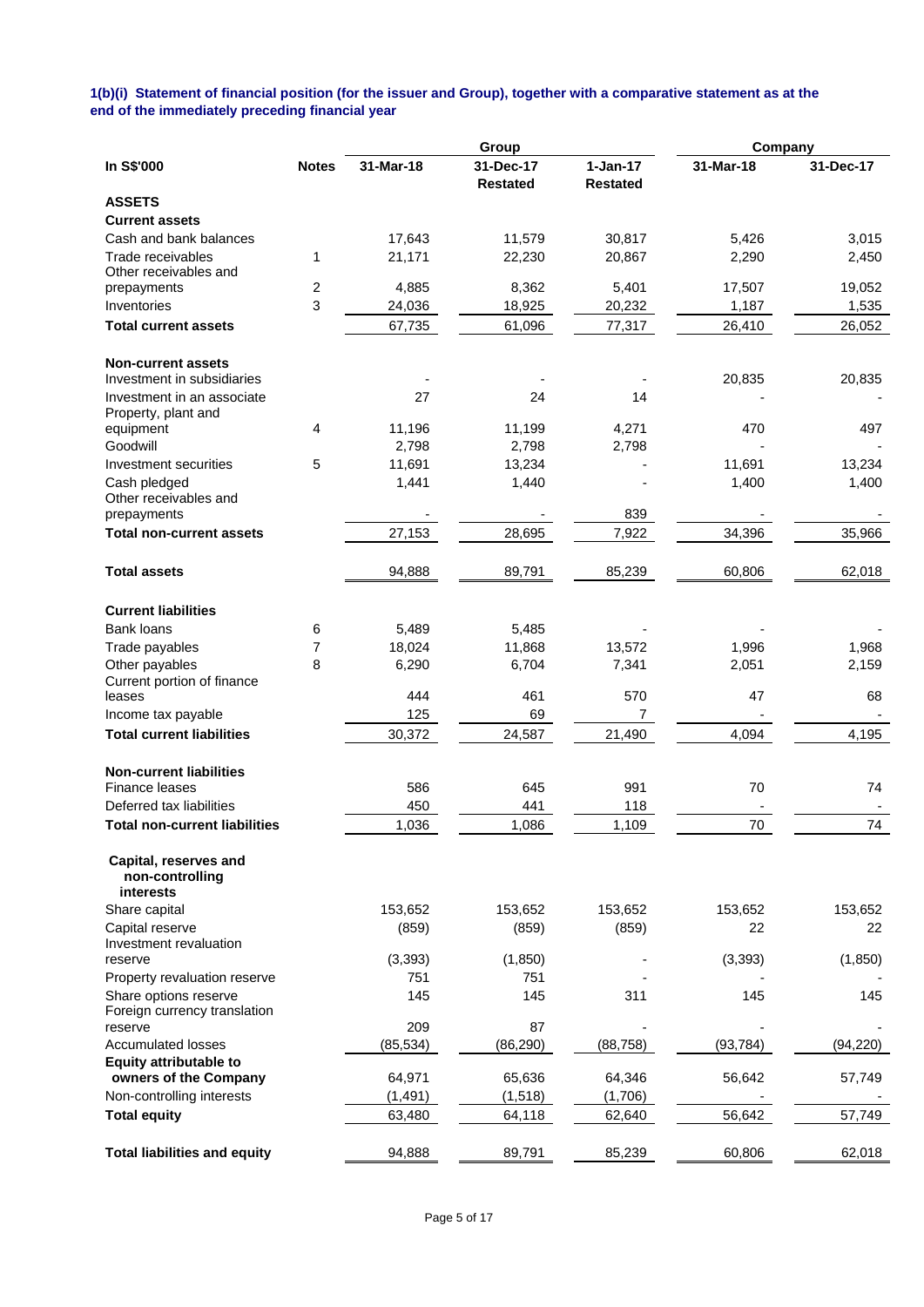**1(b)(i) Statement of financial position (for the issuer and Group), together with a comparative statement as at the end of the immediately preceding financial year**

| In S$'000 | Notes | Group | | | Company | |
|---|---|---|---|---|---|---|
| | | 31-Mar-18 | 31-Dec-17 Restated | 1-Jan-17 Restated | 31-Mar-18 | 31-Dec-17 |
| **ASSETS** | | | | | | |
| **Current assets** | | | | | | |
| Cash and bank balances | | 17,643 | 11,579 | 30,817 | 5,426 | 3,015 |
| Trade receivables | 1 | 21,171 | 22,230 | 20,867 | 2,290 | 2,450 |
| Other receivables and prepayments | 2 | 4,885 | 8,362 | 5,401 | 17,507 | 19,052 |
| Inventories | 3 | 24,036 | 18,925 | 20,232 | 1,187 | 1,535 |
| **Total current assets** | | 67,735 | 61,096 | 77,317 | 26,410 | 26,052 |
| **Non-current assets** | | | | | | |
| Investment in subsidiaries | | - | - | - | 20,835 | 20,835 |
| Investment in an associate | | 27 | 24 | 14 | - | - |
| Property, plant and equipment | 4 | 11,196 | 11,199 | 4,271 | 470 | 497 |
| Goodwill | | 2,798 | 2,798 | 2,798 | - | - |
| Investment securities | 5 | 11,691 | 13,234 | - | 11,691 | 13,234 |
| Cash pledged | | 1,441 | 1,440 | - | 1,400 | 1,400 |
| Other receivables and prepayments | | - | - | 839 | - | - |
| **Total non-current assets** | | 27,153 | 28,695 | 7,922 | 34,396 | 35,966 |
| **Total assets** | | 94,888 | 89,791 | 85,239 | 60,806 | 62,018 |
| **Current liabilities** | | | | | | |
| Bank loans | 6 | 5,489 | 5,485 | - | - | - |
| Trade payables | 7 | 18,024 | 11,868 | 13,572 | 1,996 | 1,968 |
| Other payables | 8 | 6,290 | 6,704 | 7,341 | 2,051 | 2,159 |
| Current portion of finance leases | | 444 | 461 | 570 | 47 | 68 |
| Income tax payable | | 125 | 69 | 7 | - | - |
| **Total current liabilities** | | 30,372 | 24,587 | 21,490 | 4,094 | 4,195 |
| **Non-current liabilities** | | | | | | |
| Finance leases | | 586 | 645 | 991 | 70 | 74 |
| Deferred tax liabilities | | 450 | 441 | 118 | - | - |
| **Total non-current liabilities** | | 1,036 | 1,086 | 1,109 | 70 | 74 |
| **Capital, reserves and non-controlling interests** | | | | | | |
| Share capital | | 153,652 | 153,652 | 153,652 | 153,652 | 153,652 |
| Capital reserve | | (859) | (859) | (859) | 22 | 22 |
| Investment revaluation reserve | | (3,393) | (1,850) | - | (3,393) | (1,850) |
| Property revaluation reserve | | 751 | 751 | - | - | - |
| Share options reserve | | 145 | 145 | 311 | 145 | 145 |
| Foreign currency translation reserve | | 209 | 87 | - | - | - |
| Accumulated losses | | (85,534) | (86,290) | (88,758) | (93,784) | (94,220) |
| **Equity attributable to owners of the Company** | | 64,971 | 65,636 | 64,346 | 56,642 | 57,749 |
| Non-controlling interests | | (1,491) | (1,518) | (1,706) | - | - |
| **Total equity** | | 63,480 | 64,118 | 62,640 | 56,642 | 57,749 |
| **Total liabilities and equity** | | 94,888 | 89,791 | 85,239 | 60,806 | 62,018 |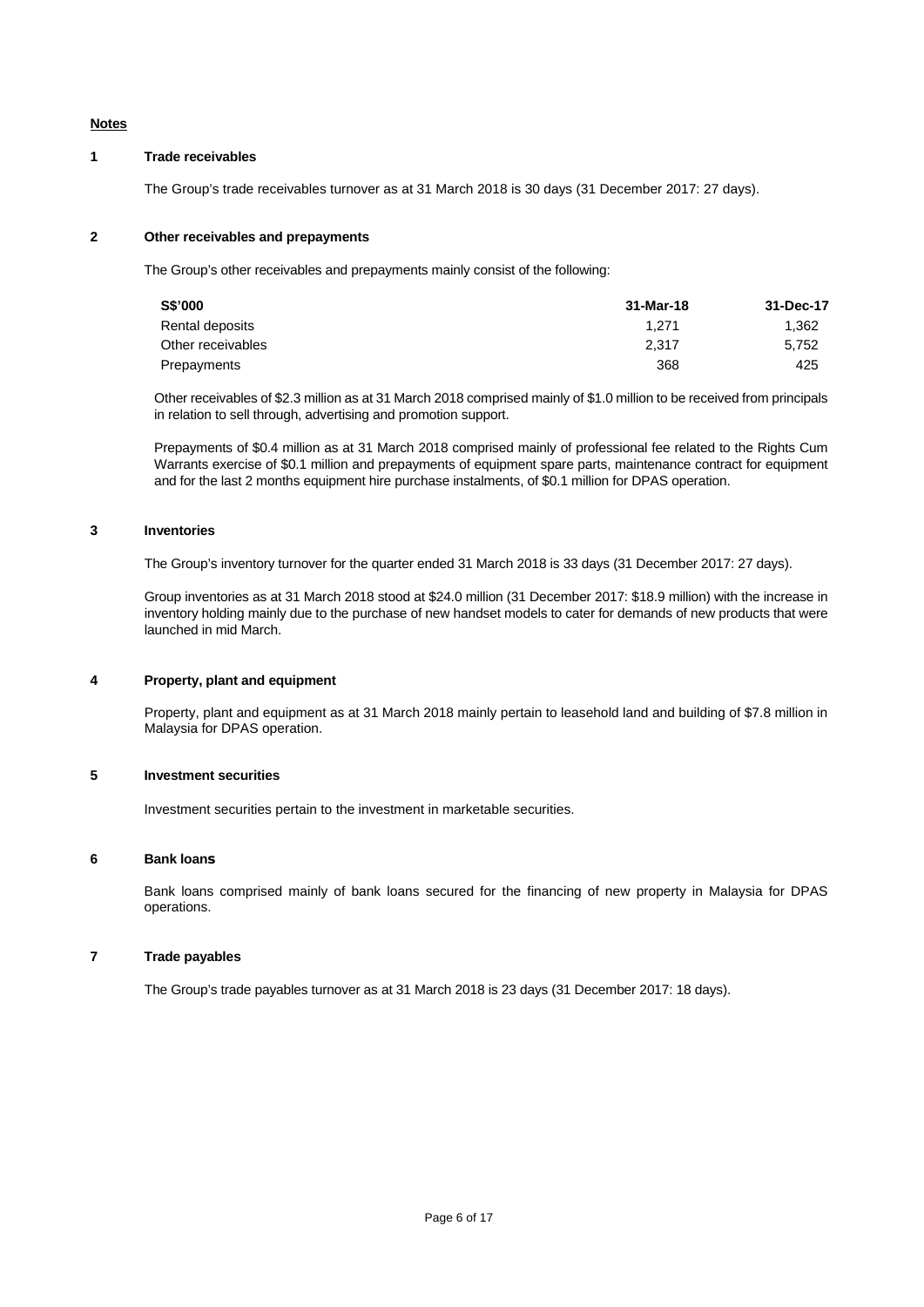**Notes**

**1 Trade receivables**

The Group's trade receivables turnover as at 31 March 2018 is 30 days (31 December 2017: 27 days).

**2 Other receivables and prepayments**

The Group's other receivables and prepayments mainly consist of the following:

| S$'000 | 31-Mar-18 | 31-Dec-17 |
|---|---|---|
| Rental deposits | 1,271 | 1,362 |
| Other receivables | 2,317 | 5,752 |
| Prepayments | 368 | 425 |

Other receivables of $2.3 million as at 31 March 2018 comprised mainly of $1.0 million to be received from principals in relation to sell through, advertising and promotion support.

Prepayments of $0.4 million as at 31 March 2018 comprised mainly of professional fee related to the Rights Cum Warrants exercise of $0.1 million and prepayments of equipment spare parts, maintenance contract for equipment and for the last 2 months equipment hire purchase instalments, of $0.1 million for DPAS operation.

**3 Inventories**

The Group's inventory turnover for the quarter ended 31 March 2018 is 33 days (31 December 2017: 27 days).

Group inventories as at 31 March 2018 stood at $24.0 million (31 December 2017: $18.9 million) with the increase in inventory holding mainly due to the purchase of new handset models to cater for demands of new products that were launched in mid March.

**4 Property, plant and equipment**

Property, plant and equipment as at 31 March 2018 mainly pertain to leasehold land and building of $7.8 million in Malaysia for DPAS operation.

**5 Investment securities**

Investment securities pertain to the investment in marketable securities.

**6 Bank loans**

Bank loans comprised mainly of bank loans secured for the financing of new property in Malaysia for DPAS operations.

**7 Trade payables**

The Group's trade payables turnover as at 31 March 2018 is 23 days (31 December 2017: 18 days).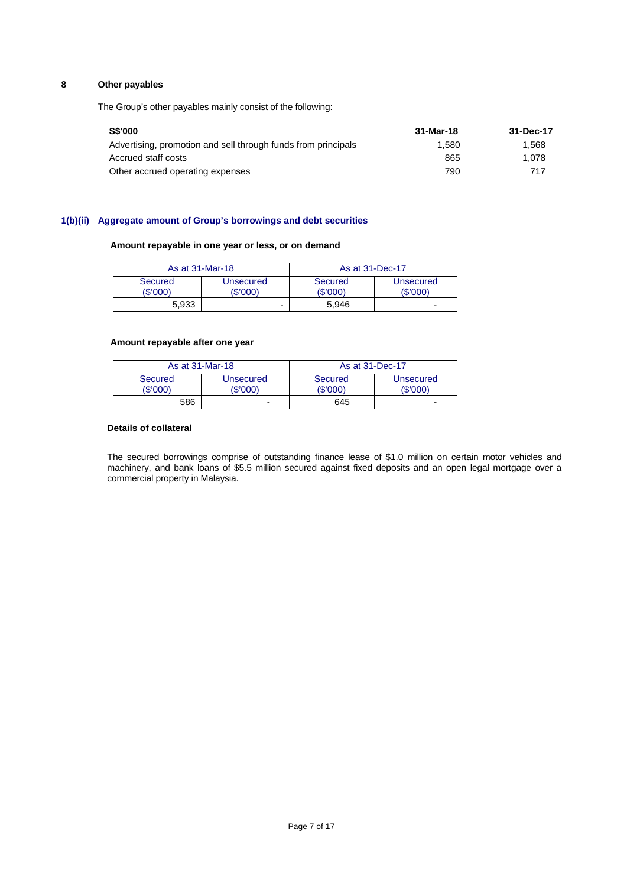## 8 Other payables

The Group's other payables mainly consist of the following:

| S$'000 | 31-Mar-18 | 31-Dec-17 |
|---|---|---|
| Advertising, promotion and sell through funds from principals | 1,580 | 1,568 |
| Accrued staff costs | 865 | 1,078 |
| Other accrued operating expenses | 790 | 717 |

## 1(b)(ii) Aggregate amount of Group's borrowings and debt securities

**Amount repayable in one year or less, or on demand**

| As at 31-Mar-18 | | As at 31-Dec-17 | |
|---|---|---|---|
| Secured ($'000) | Unsecured ($'000) | Secured ($'000) | Unsecured ($'000) |
| 5,933 | - | 5,946 | - |

**Amount repayable after one year**

| As at 31-Mar-18 | | As at 31-Dec-17 | |
|---|---|---|---|
| Secured ($'000) | Unsecured ($'000) | Secured ($'000) | Unsecured ($'000) |
| 586 | - | 645 | - |

**Details of collateral**

The secured borrowings comprise of outstanding finance lease of $1.0 million on certain motor vehicles and machinery, and bank loans of $5.5 million secured against fixed deposits and an open legal mortgage over a commercial property in Malaysia.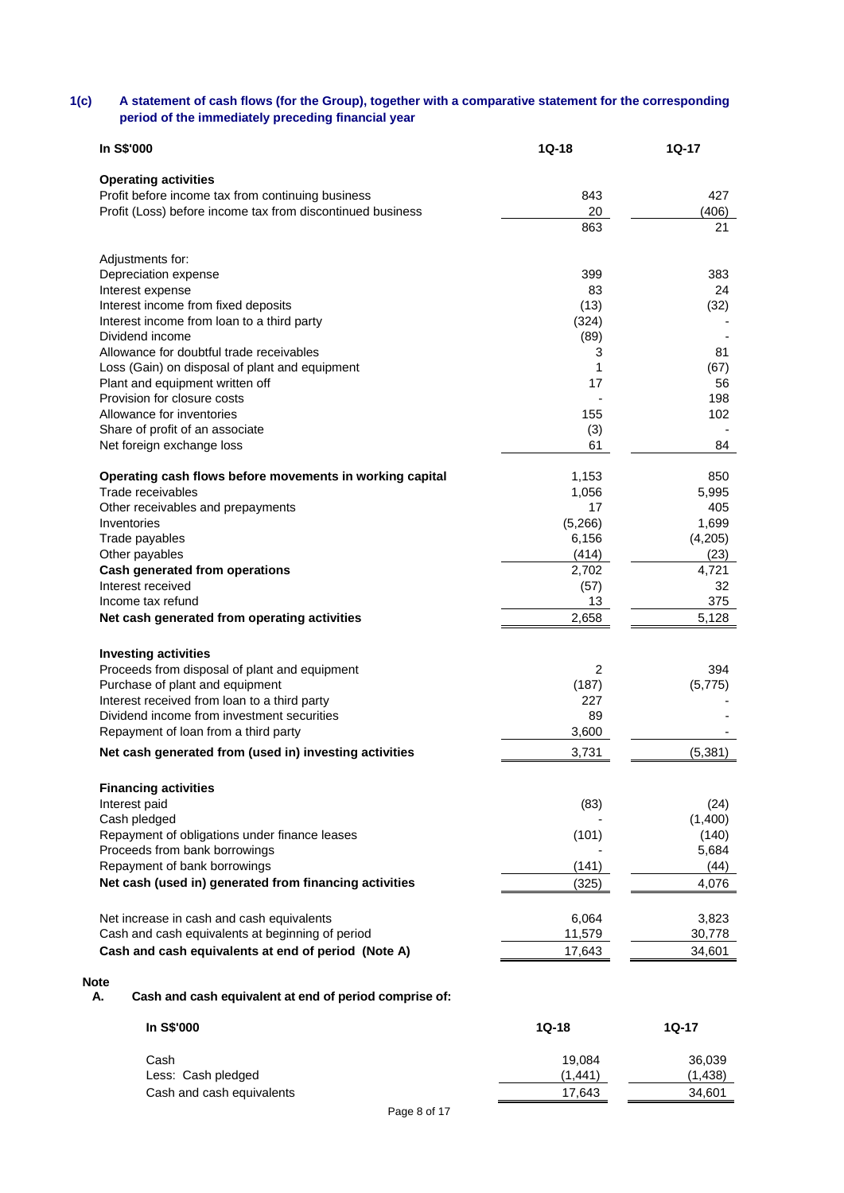## 1(c) A statement of cash flows (for the Group), together with a comparative statement for the corresponding period of the immediately preceding financial year

| In S$'000 | 1Q-18 | 1Q-17 |
|---|---|---|
| **Operating activities** | | |
| Profit before income tax from continuing business | 843 | 427 |
| Profit (Loss) before income tax from discontinued business | 20 | (406) |
| | 863 | 21 |
| | | |
| Adjustments for: | | |
| Depreciation expense | 399 | 383 |
| Interest expense | 83 | 24 |
| Interest income from fixed deposits | (13) | (32) |
| Interest income from loan to a third party | (324) | - |
| Dividend income | (89) | - |
| Allowance for doubtful trade receivables | 3 | 81 |
| Loss (Gain) on disposal of plant and equipment | 1 | (67) |
| Plant and equipment written off | 17 | 56 |
| Provision for closure costs | - | 198 |
| Allowance for inventories | 155 | 102 |
| Share of profit of an associate | (3) | - |
| Net foreign exchange loss | 61 | 84 |
| | | |
| **Operating cash flows before movements in working capital** | 1,153 | 850 |
| Trade receivables | 1,056 | 5,995 |
| Other receivables and prepayments | 17 | 405 |
| Inventories | (5,266) | 1,699 |
| Trade payables | 6,156 | (4,205) |
| Other payables | (414) | (23) |
| **Cash generated from operations** | 2,702 | 4,721 |
| Interest received | (57) | 32 |
| Income tax refund | 13 | 375 |
| **Net cash generated from operating activities** | 2,658 | 5,128 |
| | | |
| **Investing activities** | | |
| Proceeds from disposal of plant and equipment | 2 | 394 |
| Purchase of plant and equipment | (187) | (5,775) |
| Interest received from loan to a third party | 227 | - |
| Dividend income from investment securities | 89 | - |
| Repayment of loan from a third party | 3,600 | - |
| **Net cash generated from (used in) investing activities** | 3,731 | (5,381) |
| | | |
| **Financing activities** | | |
| Interest paid | (83) | (24) |
| Cash pledged | - | (1,400) |
| Repayment of obligations under finance leases | (101) | (140) |
| Proceeds from bank borrowings | - | 5,684 |
| Repayment of bank borrowings | (141) | (44) |
| **Net cash (used in) generated from financing activities** | (325) | 4,076 |
| | | |
| Net increase in cash and cash equivalents | 6,064 | 3,823 |
| Cash and cash equivalents at beginning of period | 11,579 | 30,778 |
| **Cash and cash equivalents at end of period (Note A)** | 17,643 | 34,601 |

**Note**

**A. Cash and cash equivalent at end of period comprise of:**

| In S$'000 | 1Q-18 | 1Q-17 |
|---|---|---|
| Cash | 19,084 | 36,039 |
| Less: Cash pledged | (1,441) | (1,438) |
| Cash and cash equivalents | 17,643 | 34,601 |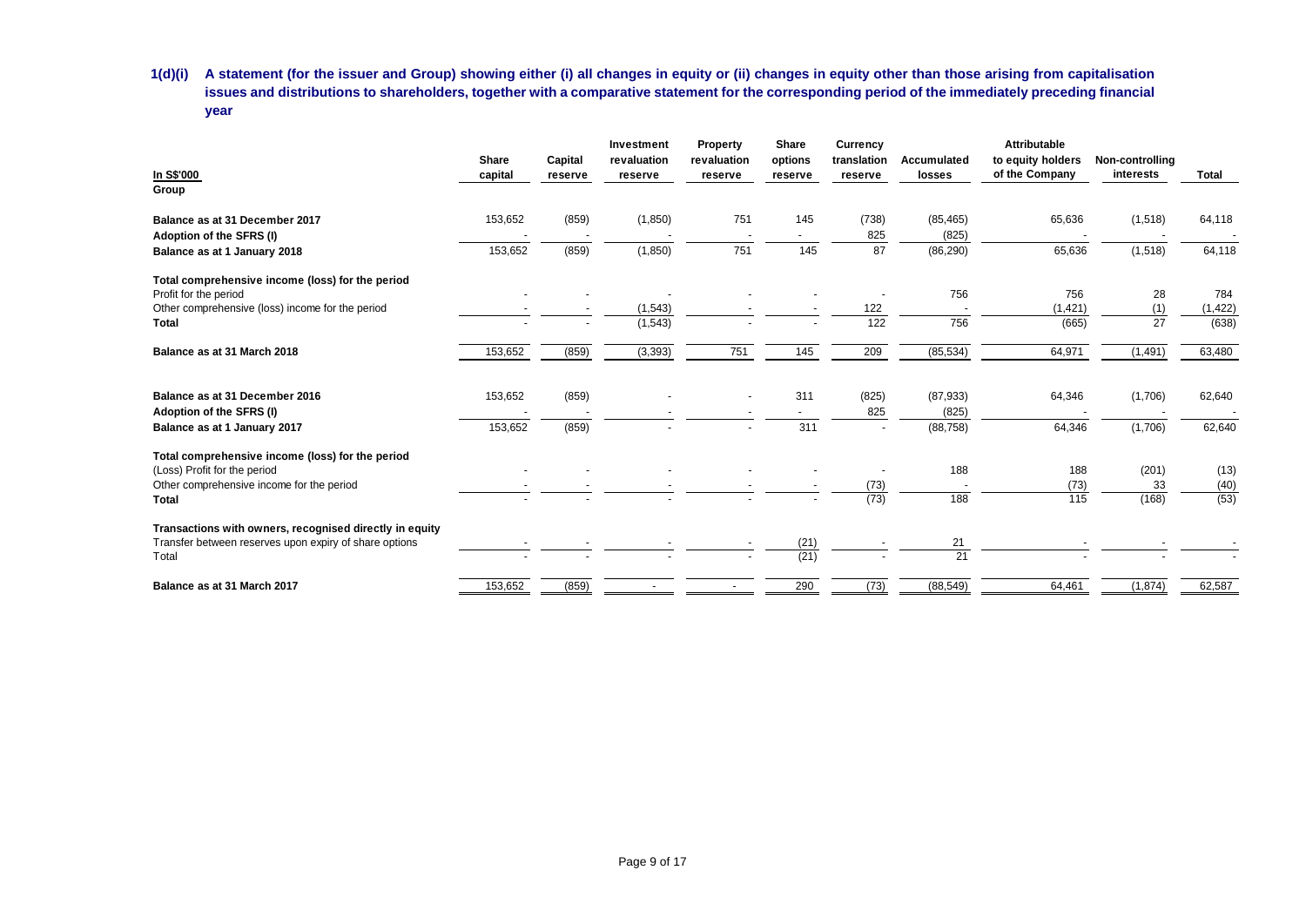**1(d)(i) A statement (for the issuer and Group) showing either (i) all changes in equity or (ii) changes in equity other than those arising from capitalisation issues and distributions to shareholders, together with a comparative statement for the corresponding period of the immediately preceding financial year**

| In S$'000 | Share capital | Capital reserve | Investment revaluation reserve | Property revaluation reserve | Share options reserve | Currency translation reserve | Accumulated losses | Attributable to equity holders of the Company | Non-controlling interests | Total |
|---|---|---|---|---|---|---|---|---|---|---|
| **Group** | | | | | | | | | | |
| **Balance as at 31 December 2017** | 153,652 | (859) | (1,850) | 751 | 145 | (738) | (85,465) | 65,636 | (1,518) | 64,118 |
| **Adoption of the SFRS (I)** | - | - | - | - | - | 825 | (825) | - | - | - |
| **Balance as at 1 January 2018** | 153,652 | (859) | (1,850) | 751 | 145 | 87 | (86,290) | 65,636 | (1,518) | 64,118 |
| **Total comprehensive income (loss) for the period** | | | | | | | | | | |
| Profit for the period | - | - | - | - | - | - | 756 | 756 | 28 | 784 |
| Other comprehensive (loss) income for the period | - | - | (1,543) | - | - | 122 | - | (1,421) | (1) | (1,422) |
| **Total** | - | - | (1,543) | - | - | 122 | 756 | (665) | 27 | (638) |
| **Balance as at 31 March 2018** | 153,652 | (859) | (3,393) | 751 | 145 | 209 | (85,534) | 64,971 | (1,491) | 63,480 |
| | | | | | | | | | | |
| **Balance as at 31 December 2016** | 153,652 | (859) | - | - | 311 | (825) | (87,933) | 64,346 | (1,706) | 62,640 |
| **Adoption of the SFRS (I)** | - | - | - | - | - | 825 | (825) | - | - | - |
| **Balance as at 1 January 2017** | 153,652 | (859) | - | - | 311 | - | (88,758) | 64,346 | (1,706) | 62,640 |
| **Total comprehensive income (loss) for the period** | | | | | | | | | | |
| (Loss) Profit for the period | - | - | - | - | - | - | 188 | 188 | (201) | (13) |
| Other comprehensive income for the period | - | - | - | - | - | (73) | - | (73) | 33 | (40) |
| **Total** | - | - | - | - | - | (73) | 188 | 115 | (168) | (53) |
| **Transactions with owners, recognised directly in equity** | | | | | | | | | | |
| Transfer between reserves upon expiry of share options | - | - | - | - | (21) | - | 21 | - | - | - |
| Total | - | - | - | - | (21) | - | 21 | - | - | - |
| **Balance as at 31 March 2017** | 153,652 | (859) | - | - | 290 | (73) | (88,549) | 64,461 | (1,874) | 62,587 |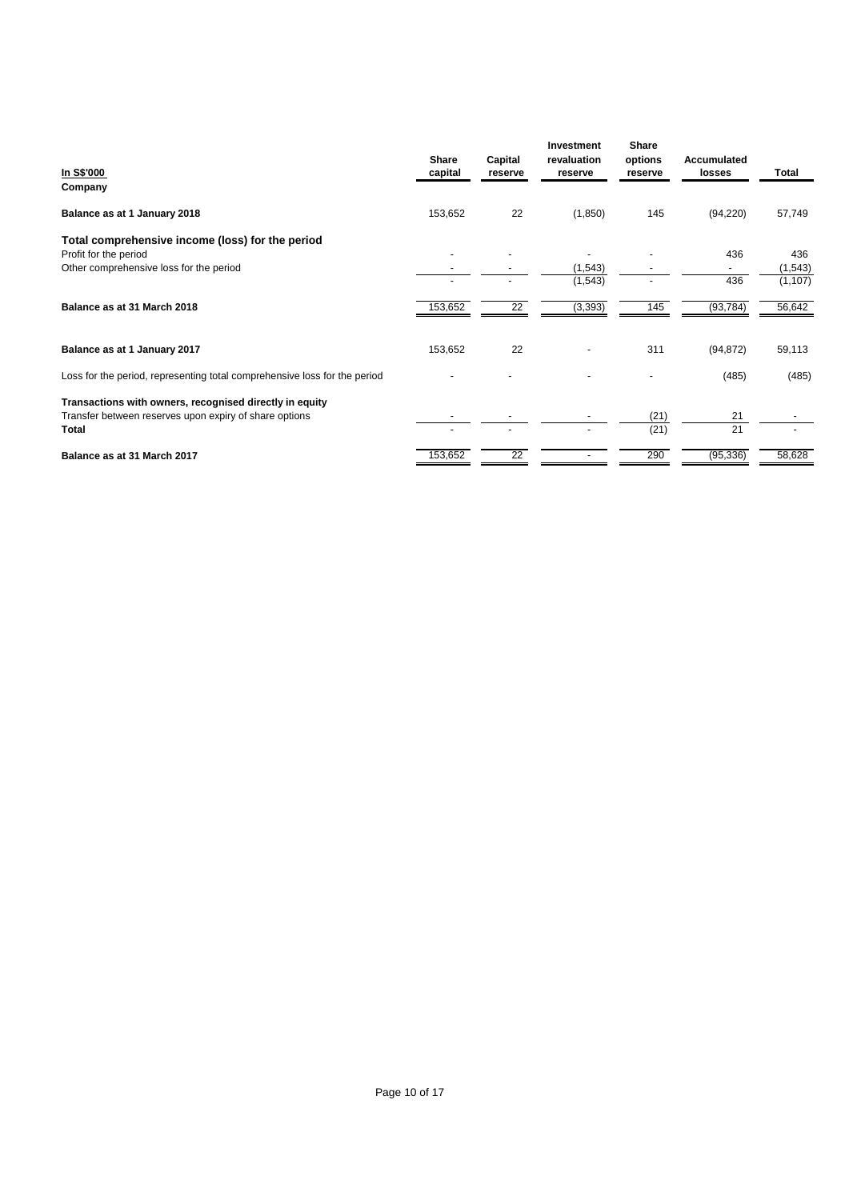| In S$'000 | Share capital | Capital reserve | Investment revaluation reserve | Share options reserve | Accumulated losses | Total |
|---|---|---|---|---|---|---|
| **Company** | | | | | | |
| **Balance as at 1 January 2018** | 153,652 | 22 | (1,850) | 145 | (94,220) | 57,749 |
| **Total comprehensive income (loss) for the period** | | | | | | |
| Profit for the period | - | - | - | - | 436 | 436 |
| Other comprehensive loss for the period | - | - | (1,543) | - | - | (1,543) |
| | - | - | (1,543) | - | 436 | (1,107) |
| **Balance as at 31 March 2018** | 153,652 | 22 | (3,393) | 145 | (93,784) | 56,642 |
| | | | | | | |
| **Balance as at 1 January 2017** | 153,652 | 22 | - | 311 | (94,872) | 59,113 |
| Loss for the period, representing total comprehensive loss for the period | - | - | - | - | (485) | (485) |
| **Transactions with owners, recognised directly in equity** | | | | | | |
| Transfer between reserves upon expiry of share options | - | - | - | (21) | 21 | - |
| **Total** | - | - | - | (21) | 21 | - |
| **Balance as at 31 March 2017** | 153,652 | 22 | - | 290 | (95,336) | 58,628 |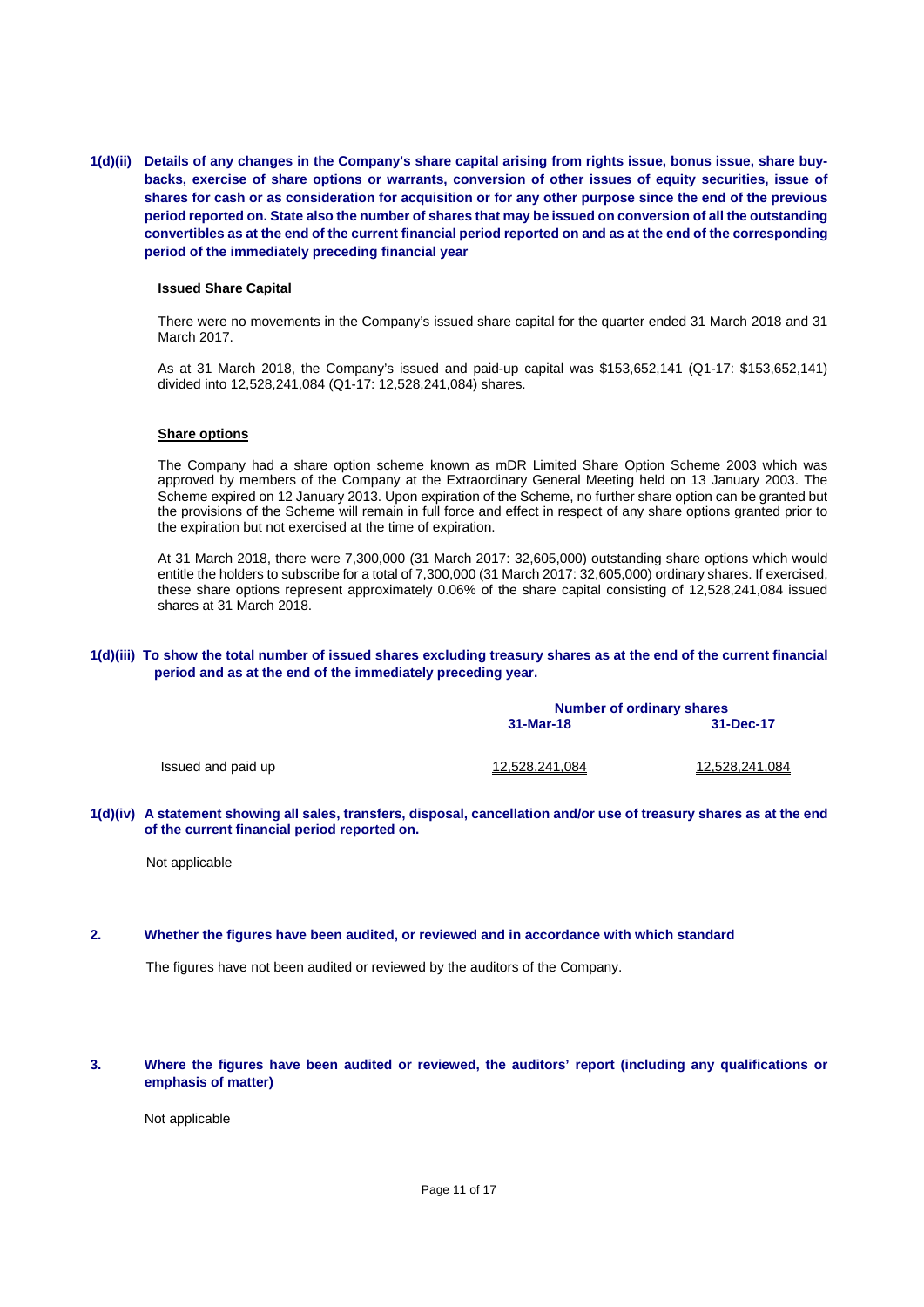**1(d)(ii) Details of any changes in the Company's share capital arising from rights issue, bonus issue, share buy-backs, exercise of share options or warrants, conversion of other issues of equity securities, issue of shares for cash or as consideration for acquisition or for any other purpose since the end of the previous period reported on. State also the number of shares that may be issued on conversion of all the outstanding convertibles as at the end of the current financial period reported on and as at the end of the corresponding period of the immediately preceding financial year**

**Issued Share Capital**

There were no movements in the Company's issued share capital for the quarter ended 31 March 2018 and 31 March 2017.

As at 31 March 2018, the Company's issued and paid-up capital was $153,652,141 (Q1-17: $153,652,141) divided into 12,528,241,084 (Q1-17: 12,528,241,084) shares.

**Share options**

The Company had a share option scheme known as mDR Limited Share Option Scheme 2003 which was approved by members of the Company at the Extraordinary General Meeting held on 13 January 2003. The Scheme expired on 12 January 2013. Upon expiration of the Scheme, no further share option can be granted but the provisions of the Scheme will remain in full force and effect in respect of any share options granted prior to the expiration but not exercised at the time of expiration.

At 31 March 2018, there were 7,300,000 (31 March 2017: 32,605,000) outstanding share options which would entitle the holders to subscribe for a total of 7,300,000 (31 March 2017: 32,605,000) ordinary shares. If exercised, these share options represent approximately 0.06% of the share capital consisting of 12,528,241,084 issued shares at 31 March 2018.

**1(d)(iii) To show the total number of issued shares excluding treasury shares as at the end of the current financial period and as at the end of the immediately preceding year.**

| | Number of ordinary shares | |
|---|---|---|
| | 31-Mar-18 | 31-Dec-17 |
| Issued and paid up | 12,528,241,084 | 12,528,241,084 |

**1(d)(iv) A statement showing all sales, transfers, disposal, cancellation and/or use of treasury shares as at the end of the current financial period reported on.**

Not applicable

**2. Whether the figures have been audited, or reviewed and in accordance with which standard**

The figures have not been audited or reviewed by the auditors of the Company.

**3. Where the figures have been audited or reviewed, the auditors' report (including any qualifications or emphasis of matter)**

Not applicable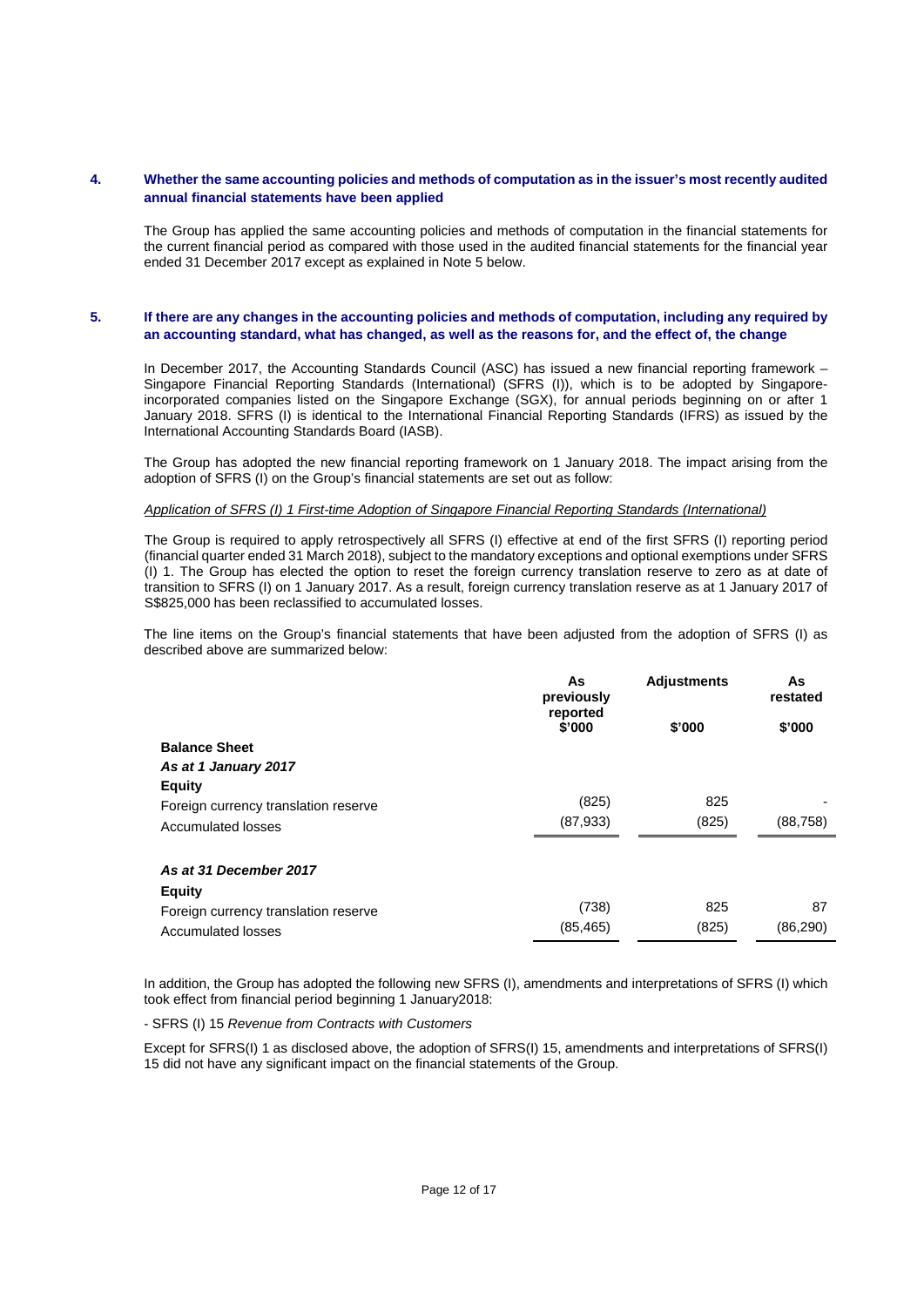## 4. Whether the same accounting policies and methods of computation as in the issuer's most recently audited annual financial statements have been applied

The Group has applied the same accounting policies and methods of computation in the financial statements for the current financial period as compared with those used in the audited financial statements for the financial year ended 31 December 2017 except as explained in Note 5 below.

## 5. If there are any changes in the accounting policies and methods of computation, including any required by an accounting standard, what has changed, as well as the reasons for, and the effect of, the change

In December 2017, the Accounting Standards Council (ASC) has issued a new financial reporting framework – Singapore Financial Reporting Standards (International) (SFRS (I)), which is to be adopted by Singapore-incorporated companies listed on the Singapore Exchange (SGX), for annual periods beginning on or after 1 January 2018. SFRS (I) is identical to the International Financial Reporting Standards (IFRS) as issued by the International Accounting Standards Board (IASB).

The Group has adopted the new financial reporting framework on 1 January 2018. The impact arising from the adoption of SFRS (I) on the Group's financial statements are set out as follow:

*Application of SFRS (I) 1 First-time Adoption of Singapore Financial Reporting Standards (International)*

The Group is required to apply retrospectively all SFRS (I) effective at end of the first SFRS (I) reporting period (financial quarter ended 31 March 2018), subject to the mandatory exceptions and optional exemptions under SFRS (I) 1. The Group has elected the option to reset the foreign currency translation reserve to zero as at date of transition to SFRS (I) on 1 January 2017. As a result, foreign currency translation reserve as at 1 January 2017 of S$825,000 has been reclassified to accumulated losses.

The line items on the Group's financial statements that have been adjusted from the adoption of SFRS (I) as described above are summarized below:

| | As previously reported $'000 | Adjustments $'000 | As restated $'000 |
|---|---|---|---|
| **Balance Sheet** | | | |
| ***As at 1 January 2017*** | | | |
| **Equity** | | | |
| Foreign currency translation reserve | (825) | 825 | - |
| Accumulated losses | (87,933) | (825) | (88,758) |
| ***As at 31 December 2017*** | | | |
| **Equity** | | | |
| Foreign currency translation reserve | (738) | 825 | 87 |
| Accumulated losses | (85,465) | (825) | (86,290) |

In addition, the Group has adopted the following new SFRS (I), amendments and interpretations of SFRS (I) which took effect from financial period beginning 1 January2018:

- SFRS (I) 15 *Revenue from Contracts with Customers*

Except for SFRS(I) 1 as disclosed above, the adoption of SFRS(I) 15, amendments and interpretations of SFRS(I) 15 did not have any significant impact on the financial statements of the Group.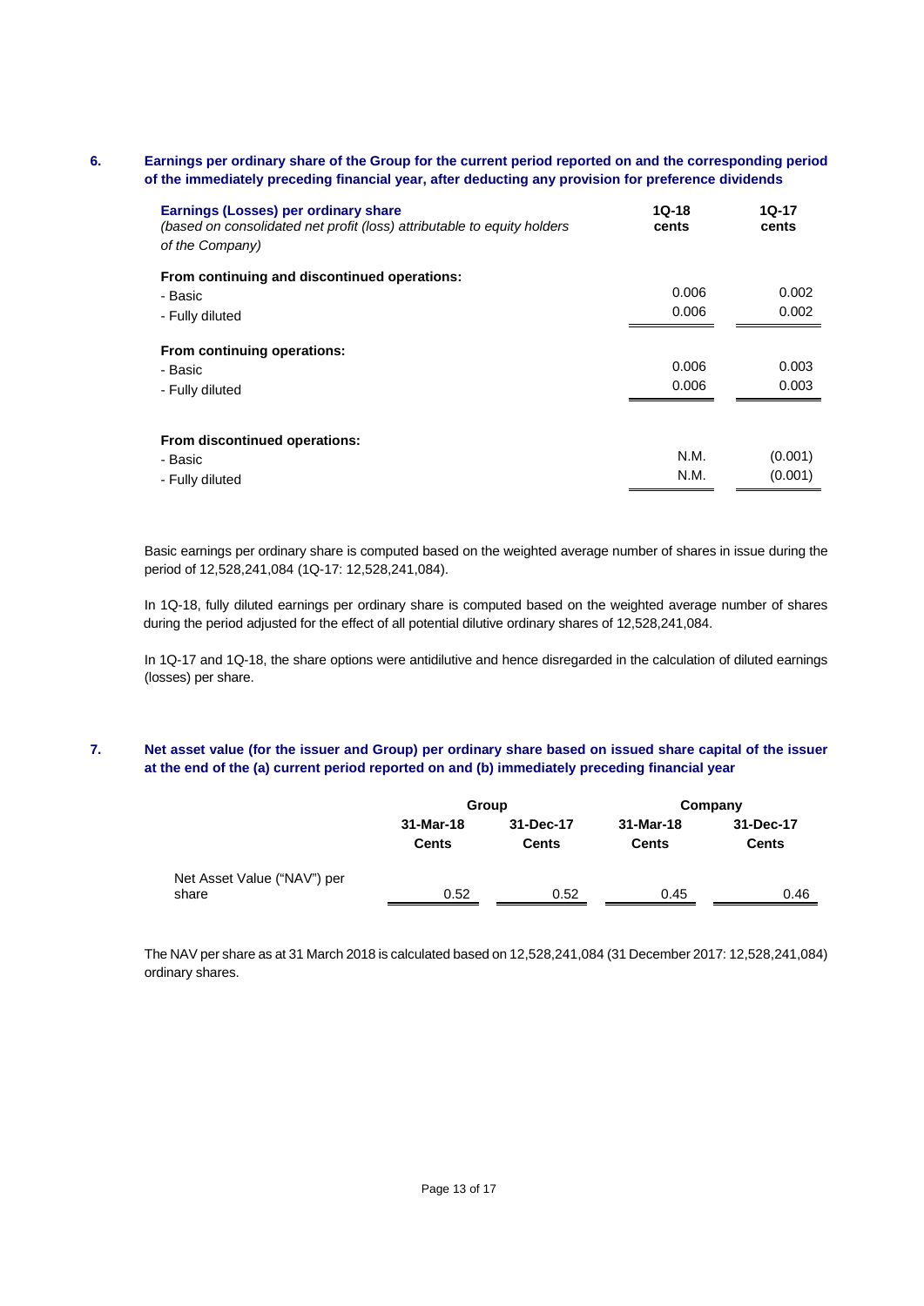## 6. Earnings per ordinary share of the Group for the current period reported on and the corresponding period of the immediately preceding financial year, after deducting any provision for preference dividends

| **Earnings (Losses) per ordinary share** *(based on consolidated net profit (loss) attributable to equity holders of the Company)* | **1Q-18 cents** | **1Q-17 cents** |
|---|---|---|
| **From continuing and discontinued operations:** | | |
| - Basic | 0.006 | 0.002 |
| - Fully diluted | 0.006 | 0.002 |
| **From continuing operations:** | | |
| - Basic | 0.006 | 0.003 |
| - Fully diluted | 0.006 | 0.003 |
| **From discontinued operations:** | | |
| - Basic | N.M. | (0.001) |
| - Fully diluted | N.M. | (0.001) |

Basic earnings per ordinary share is computed based on the weighted average number of shares in issue during the period of 12,528,241,084 (1Q-17: 12,528,241,084).

In 1Q-18, fully diluted earnings per ordinary share is computed based on the weighted average number of shares during the period adjusted for the effect of all potential dilutive ordinary shares of 12,528,241,084.

In 1Q-17 and 1Q-18, the share options were antidilutive and hence disregarded in the calculation of diluted earnings (losses) per share.

## 7. Net asset value (for the issuer and Group) per ordinary share based on issued share capital of the issuer at the end of the (a) current period reported on and (b) immediately preceding financial year

| | **Group** | | **Company** | |
|---|---|---|---|---|
| | **31-Mar-18 Cents** | **31-Dec-17 Cents** | **31-Mar-18 Cents** | **31-Dec-17 Cents** |
| Net Asset Value ("NAV") per share | 0.52 | 0.52 | 0.45 | 0.46 |

The NAV per share as at 31 March 2018 is calculated based on 12,528,241,084 (31 December 2017: 12,528,241,084) ordinary shares.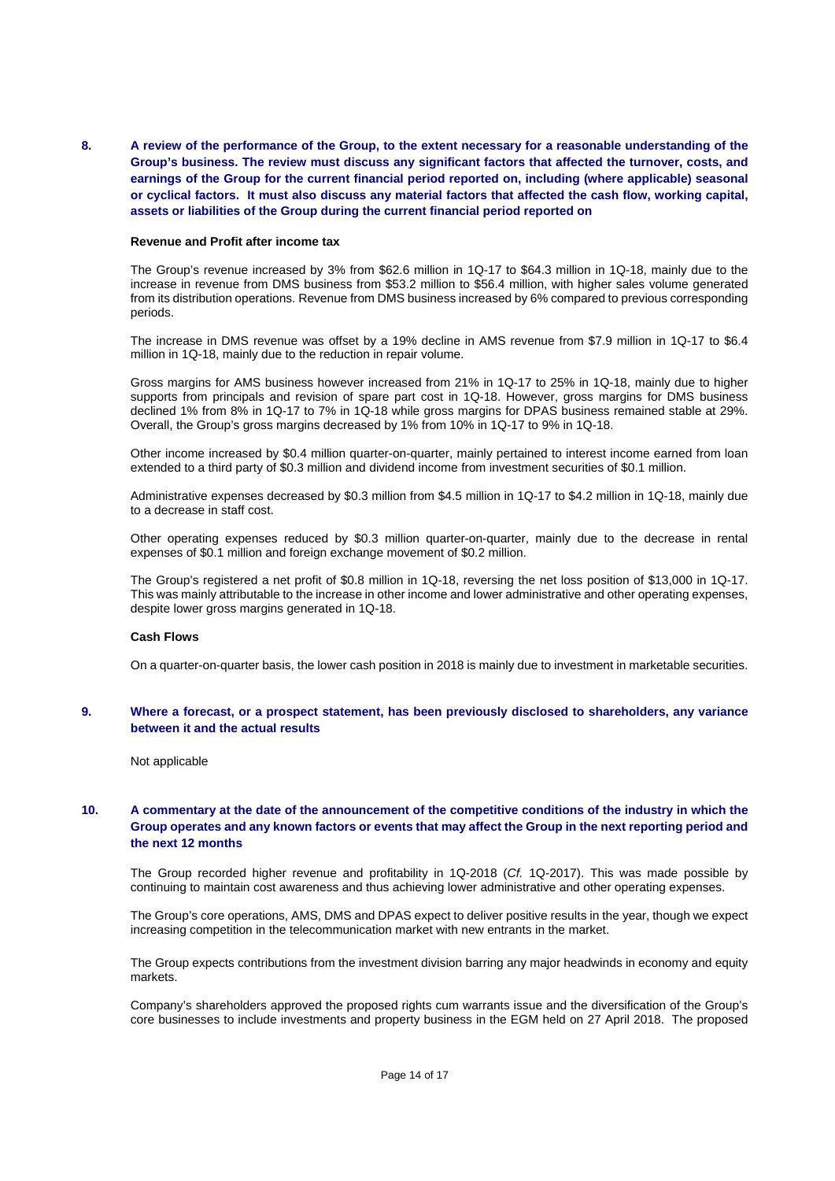**8. A review of the performance of the Group, to the extent necessary for a reasonable understanding of the Group's business. The review must discuss any significant factors that affected the turnover, costs, and earnings of the Group for the current financial period reported on, including (where applicable) seasonal or cyclical factors. It must also discuss any material factors that affected the cash flow, working capital, assets or liabilities of the Group during the current financial period reported on**

**Revenue and Profit after income tax**

The Group's revenue increased by 3% from $62.6 million in 1Q-17 to $64.3 million in 1Q-18, mainly due to the increase in revenue from DMS business from $53.2 million to $56.4 million, with higher sales volume generated from its distribution operations. Revenue from DMS business increased by 6% compared to previous corresponding periods.

The increase in DMS revenue was offset by a 19% decline in AMS revenue from $7.9 million in 1Q-17 to $6.4 million in 1Q-18, mainly due to the reduction in repair volume.

Gross margins for AMS business however increased from 21% in 1Q-17 to 25% in 1Q-18, mainly due to higher supports from principals and revision of spare part cost in 1Q-18. However, gross margins for DMS business declined 1% from 8% in 1Q-17 to 7% in 1Q-18 while gross margins for DPAS business remained stable at 29%. Overall, the Group's gross margins decreased by 1% from 10% in 1Q-17 to 9% in 1Q-18.

Other income increased by $0.4 million quarter-on-quarter, mainly pertained to interest income earned from loan extended to a third party of $0.3 million and dividend income from investment securities of $0.1 million.

Administrative expenses decreased by $0.3 million from $4.5 million in 1Q-17 to $4.2 million in 1Q-18, mainly due to a decrease in staff cost.

Other operating expenses reduced by $0.3 million quarter-on-quarter, mainly due to the decrease in rental expenses of $0.1 million and foreign exchange movement of $0.2 million.

The Group's registered a net profit of $0.8 million in 1Q-18, reversing the net loss position of $13,000 in 1Q-17. This was mainly attributable to the increase in other income and lower administrative and other operating expenses, despite lower gross margins generated in 1Q-18.

**Cash Flows**

On a quarter-on-quarter basis, the lower cash position in 2018 is mainly due to investment in marketable securities.

**9. Where a forecast, or a prospect statement, has been previously disclosed to shareholders, any variance between it and the actual results**

Not applicable

**10. A commentary at the date of the announcement of the competitive conditions of the industry in which the Group operates and any known factors or events that may affect the Group in the next reporting period and the next 12 months**

The Group recorded higher revenue and profitability in 1Q-2018 (*Cf.* 1Q-2017). This was made possible by continuing to maintain cost awareness and thus achieving lower administrative and other operating expenses.

The Group's core operations, AMS, DMS and DPAS expect to deliver positive results in the year, though we expect increasing competition in the telecommunication market with new entrants in the market.

The Group expects contributions from the investment division barring any major headwinds in economy and equity markets.

Company's shareholders approved the proposed rights cum warrants issue and the diversification of the Group's core businesses to include investments and property business in the EGM held on 27 April 2018. The proposed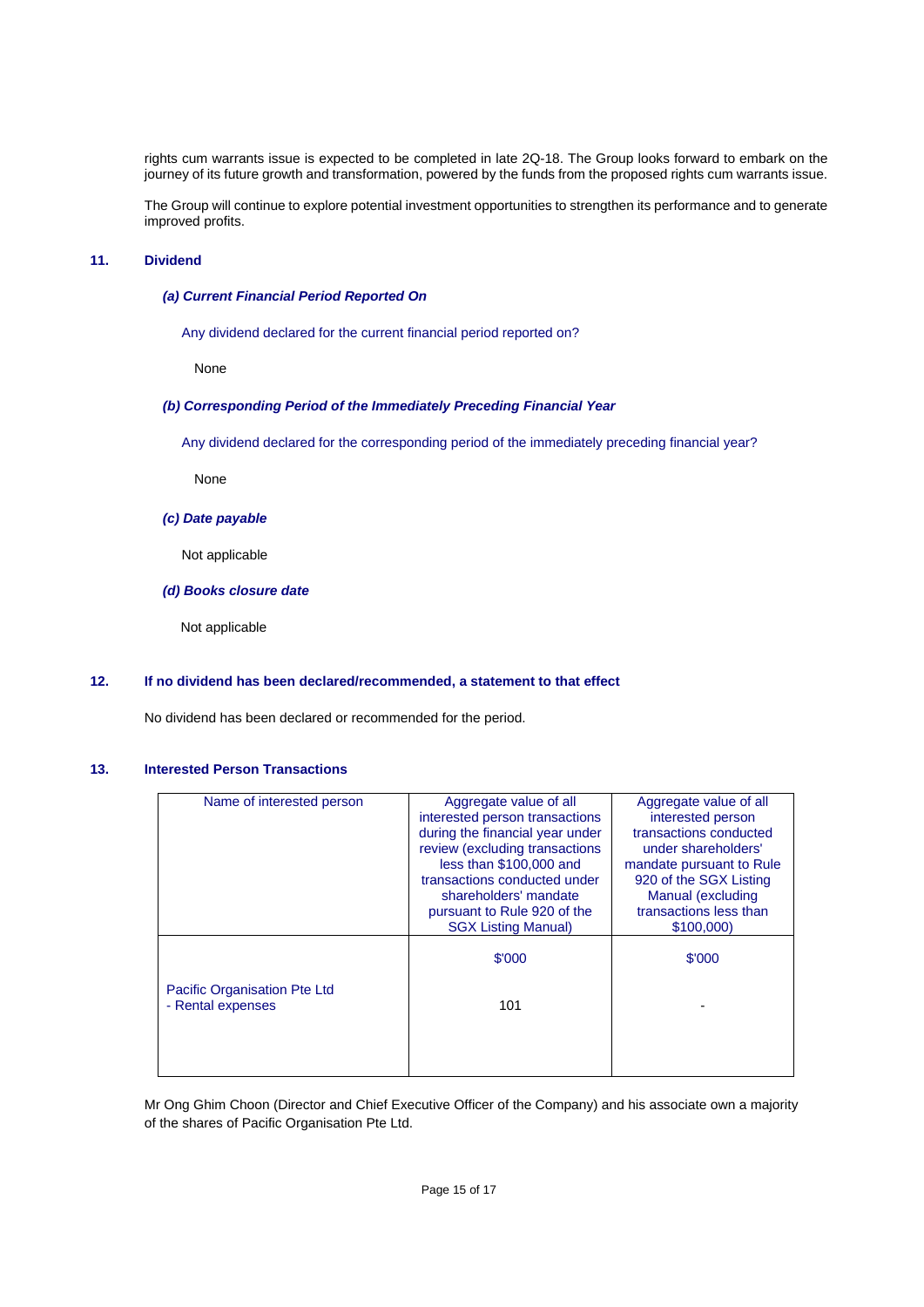rights cum warrants issue is expected to be completed in late 2Q-18. The Group looks forward to embark on the journey of its future growth and transformation, powered by the funds from the proposed rights cum warrants issue.

The Group will continue to explore potential investment opportunities to strengthen its performance and to generate improved profits.

## 11. Dividend

### *(a) Current Financial Period Reported On*

Any dividend declared for the current financial period reported on?

None

### *(b) Corresponding Period of the Immediately Preceding Financial Year*

Any dividend declared for the corresponding period of the immediately preceding financial year?

None

### *(c) Date payable*

Not applicable

### *(d) Books closure date*

Not applicable

## 12. If no dividend has been declared/recommended, a statement to that effect

No dividend has been declared or recommended for the period.

## 13. Interested Person Transactions

| Name of interested person | Aggregate value of all interested person transactions during the financial year under review (excluding transactions less than $100,000 and transactions conducted under shareholders' mandate pursuant to Rule 920 of the SGX Listing Manual) | Aggregate value of all interested person transactions conducted under shareholders' mandate pursuant to Rule 920 of the SGX Listing Manual (excluding transactions less than $100,000) |
|---|---|---|
| | $'000 | $'000 |
| Pacific Organisation Pte Ltd<br>- Rental expenses | 101 | - |

Mr Ong Ghim Choon (Director and Chief Executive Officer of the Company) and his associate own a majority of the shares of Pacific Organisation Pte Ltd.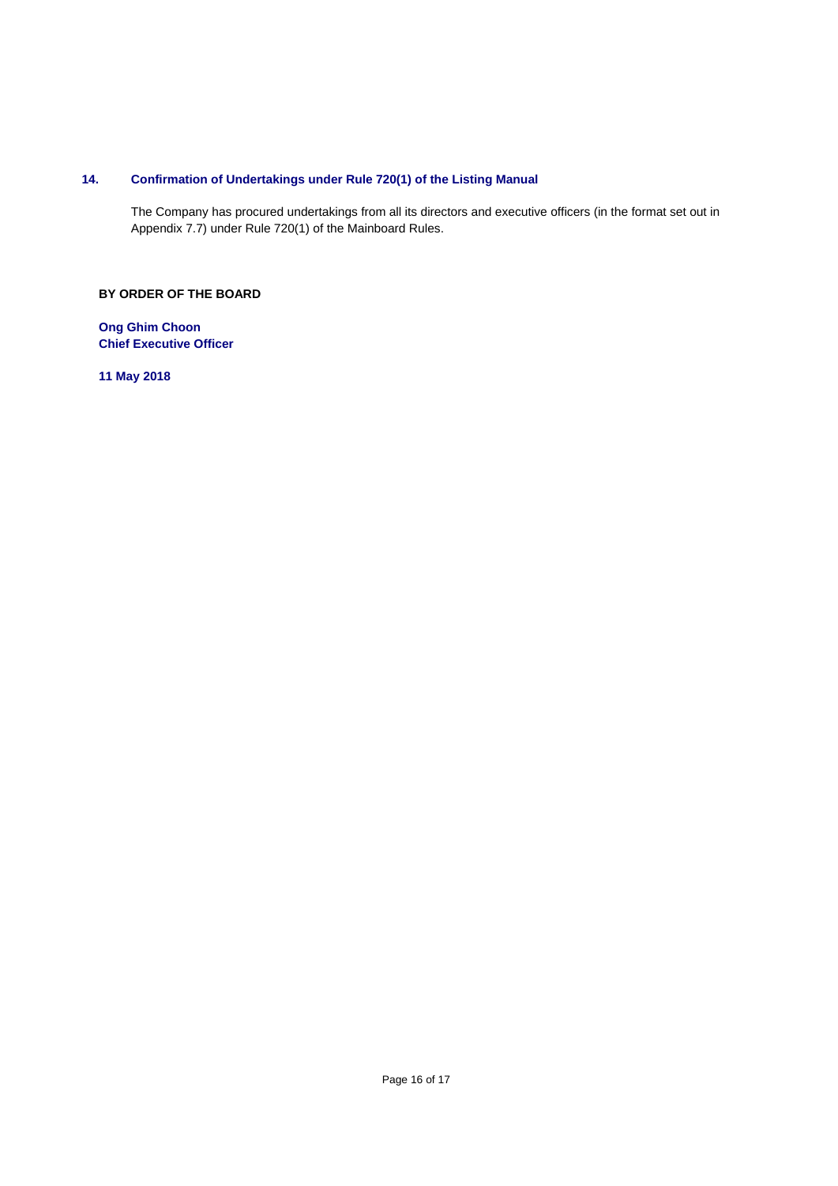## 14. Confirmation of Undertakings under Rule 720(1) of the Listing Manual

The Company has procured undertakings from all its directors and executive officers (in the format set out in Appendix 7.7) under Rule 720(1) of the Mainboard Rules.

**BY ORDER OF THE BOARD**

**Ong Ghim Choon**
**Chief Executive Officer**

**11 May 2018**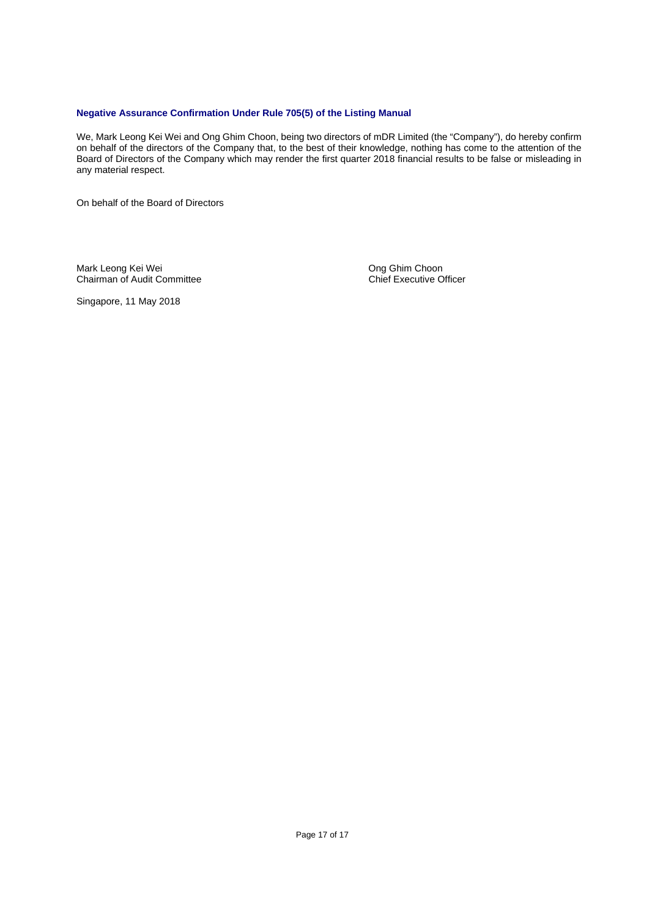**Negative Assurance Confirmation Under Rule 705(5) of the Listing Manual**

We, Mark Leong Kei Wei and Ong Ghim Choon, being two directors of mDR Limited (the "Company"), do hereby confirm on behalf of the directors of the Company that, to the best of their knowledge, nothing has come to the attention of the Board of Directors of the Company which may render the first quarter 2018 financial results to be false or misleading in any material respect.

On behalf of the Board of Directors

Mark Leong Kei Wei
Chairman of Audit Committee

Ong Ghim Choon
Chief Executive Officer

Singapore, 11 May 2018